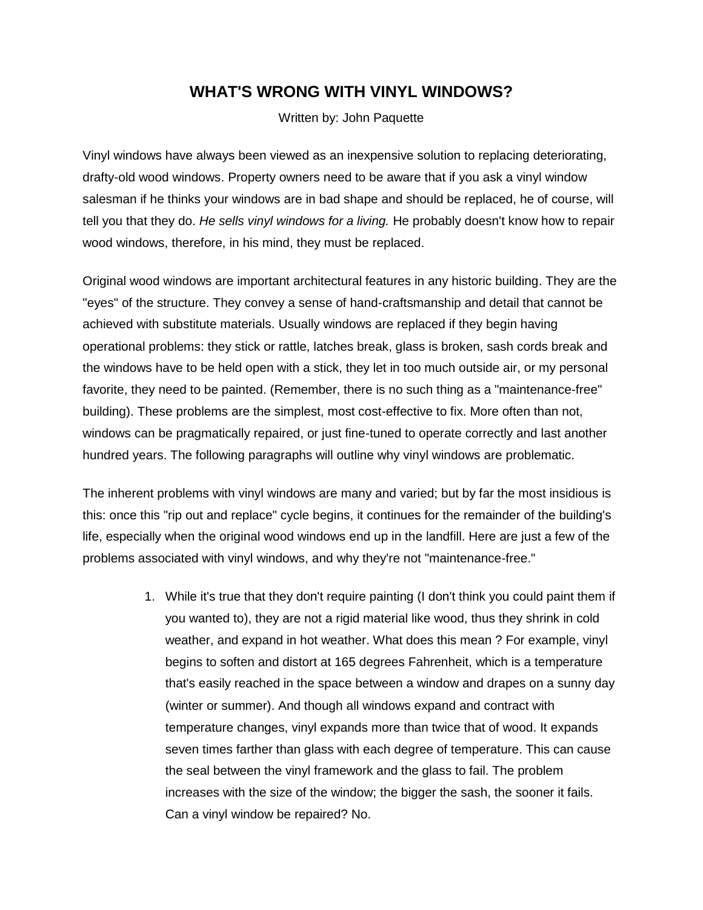# WHAT'S WRONG WITH VINYL WINDOWS?

Written by: John Paquette

Vinyl windows have always been viewed as an inexpensive solution to replacing deteriorating, drafty-old wood windows. Property owners need to be aware that if you ask a vinyl window salesman if he thinks your windows are in bad shape and should be replaced, he of course, will tell you that they do. *He sells vinyl windows for a living.* He probably doesn't know how to repair wood windows, therefore, in his mind, they must be replaced.

Original wood windows are important architectural features in any historic building. They are the "eyes" of the structure. They convey a sense of hand-craftsmanship and detail that cannot be achieved with substitute materials. Usually windows are replaced if they begin having operational problems: they stick or rattle, latches break, glass is broken, sash cords break and the windows have to be held open with a stick, they let in too much outside air, or my personal favorite, they need to be painted. (Remember, there is no such thing as a "maintenance-free" building). These problems are the simplest, most cost-effective to fix. More often than not, windows can be pragmatically repaired, or just fine-tuned to operate correctly and last another hundred years. The following paragraphs will outline why vinyl windows are problematic.

The inherent problems with vinyl windows are many and varied; but by far the most insidious is this: once this "rip out and replace" cycle begins, it continues for the remainder of the building's life, especially when the original wood windows end up in the landfill. Here are just a few of the problems associated with vinyl windows, and why they're not "maintenance-free."

1. While it's true that they don't require painting (I don't think you could paint them if you wanted to), they are not a rigid material like wood, thus they shrink in cold weather, and expand in hot weather. What does this mean ? For example, vinyl begins to soften and distort at 165 degrees Fahrenheit, which is a temperature that's easily reached in the space between a window and drapes on a sunny day (winter or summer). And though all windows expand and contract with temperature changes, vinyl expands more than twice that of wood. It expands seven times farther than glass with each degree of temperature. This can cause the seal between the vinyl framework and the glass to fail. The problem increases with the size of the window; the bigger the sash, the sooner it fails. Can a vinyl window be repaired? No.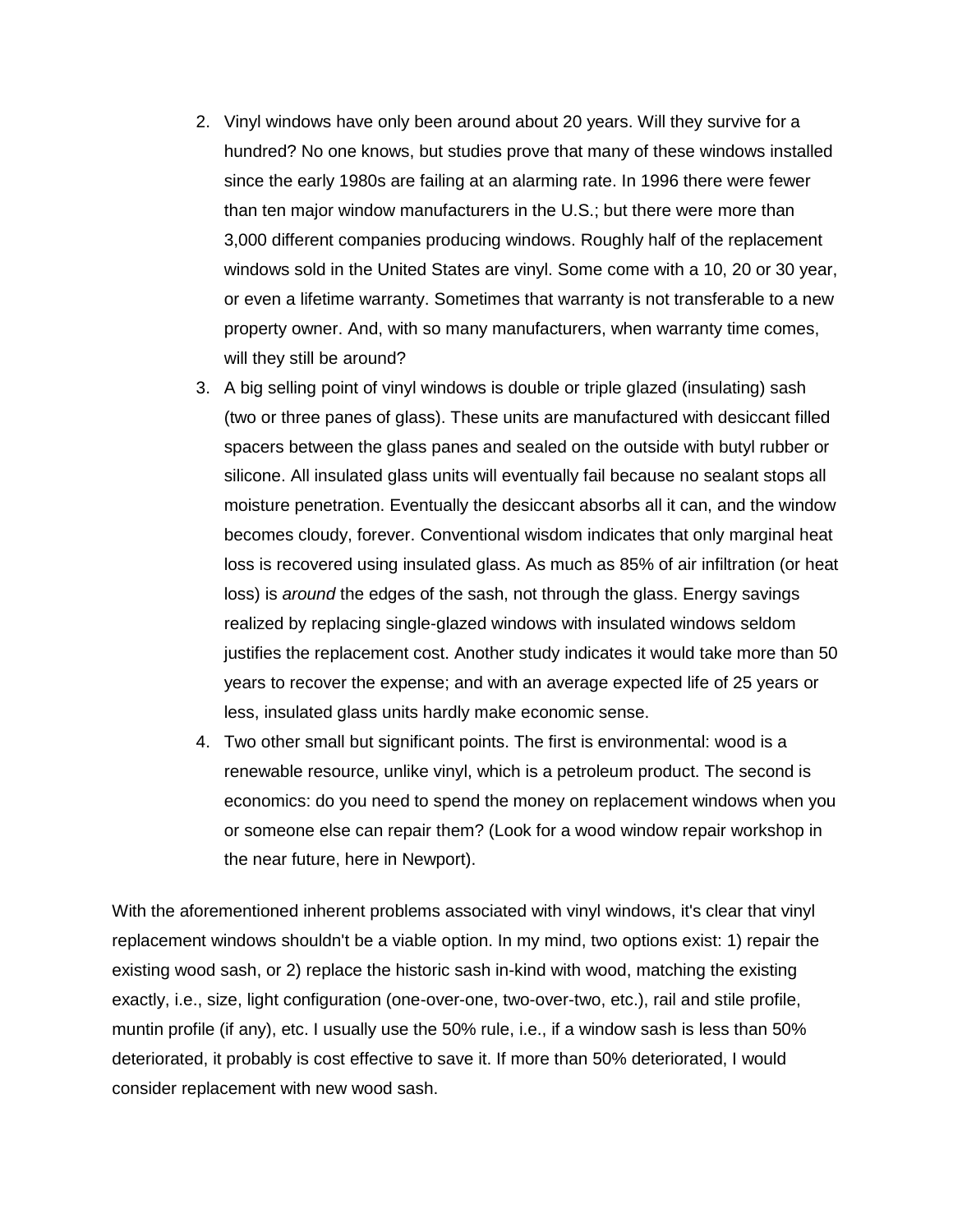2. Vinyl windows have only been around about 20 years. Will they survive for a hundred? No one knows, but studies prove that many of these windows installed since the early 1980s are failing at an alarming rate. In 1996 there were fewer than ten major window manufacturers in the U.S.; but there were more than 3,000 different companies producing windows. Roughly half of the replacement windows sold in the United States are vinyl. Some come with a 10, 20 or 30 year, or even a lifetime warranty. Sometimes that warranty is not transferable to a new property owner. And, with so many manufacturers, when warranty time comes, will they still be around?
3. A big selling point of vinyl windows is double or triple glazed (insulating) sash (two or three panes of glass). These units are manufactured with desiccant filled spacers between the glass panes and sealed on the outside with butyl rubber or silicone. All insulated glass units will eventually fail because no sealant stops all moisture penetration. Eventually the desiccant absorbs all it can, and the window becomes cloudy, forever. Conventional wisdom indicates that only marginal heat loss is recovered using insulated glass. As much as 85% of air infiltration (or heat loss) is *around* the edges of the sash, not through the glass. Energy savings realized by replacing single-glazed windows with insulated windows seldom justifies the replacement cost. Another study indicates it would take more than 50 years to recover the expense; and with an average expected life of 25 years or less, insulated glass units hardly make economic sense.
4. Two other small but significant points. The first is environmental: wood is a renewable resource, unlike vinyl, which is a petroleum product. The second is economics: do you need to spend the money on replacement windows when you or someone else can repair them? (Look for a wood window repair workshop in the near future, here in Newport).

With the aforementioned inherent problems associated with vinyl windows, it's clear that vinyl replacement windows shouldn't be a viable option. In my mind, two options exist: 1) repair the existing wood sash, or 2) replace the historic sash in-kind with wood, matching the existing exactly, i.e., size, light configuration (one-over-one, two-over-two, etc.), rail and stile profile, muntin profile (if any), etc. I usually use the 50% rule, i.e., if a window sash is less than 50% deteriorated, it probably is cost effective to save it. If more than 50% deteriorated, I would consider replacement with new wood sash.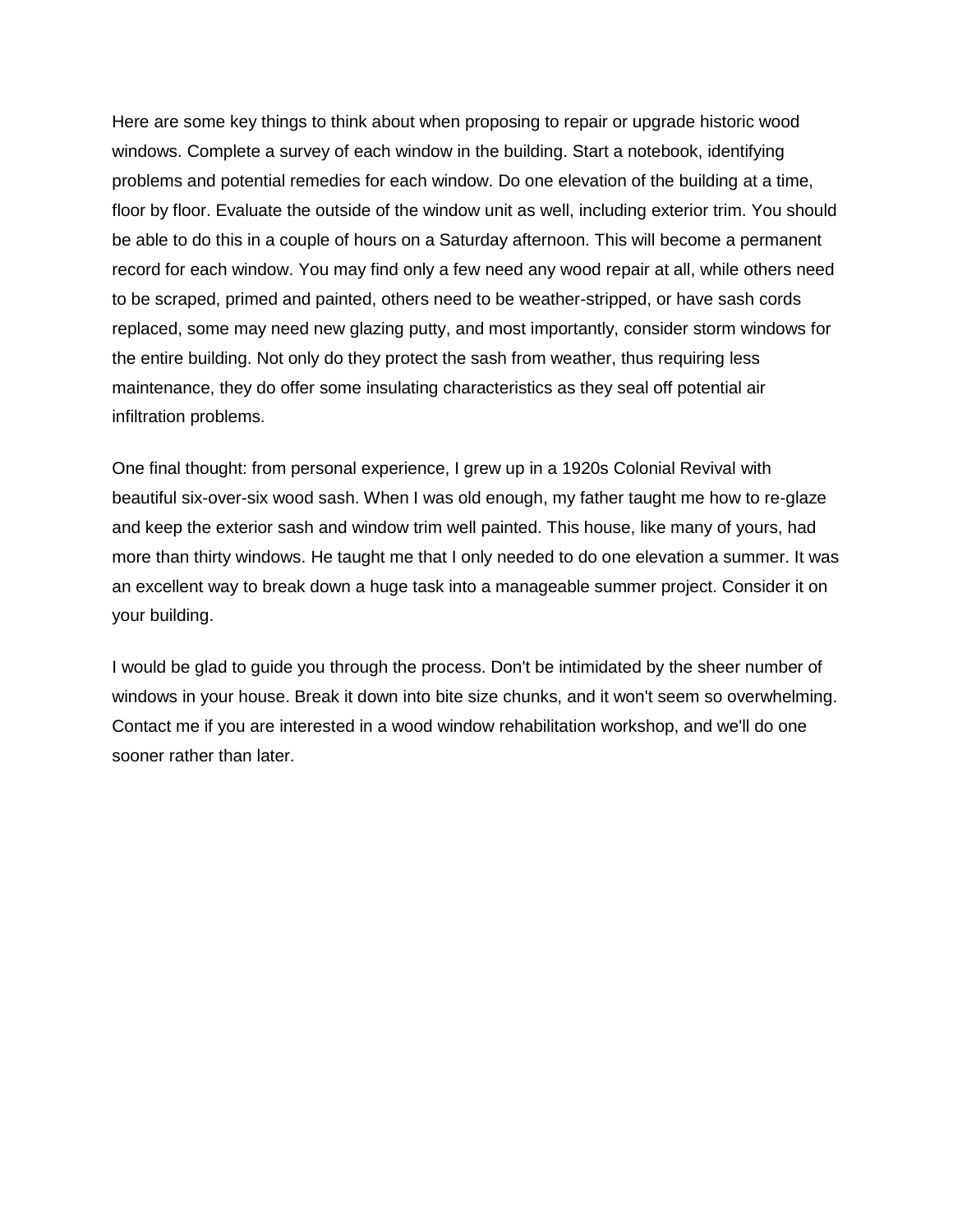Here are some key things to think about when proposing to repair or upgrade historic wood windows. Complete a survey of each window in the building. Start a notebook, identifying problems and potential remedies for each window. Do one elevation of the building at a time, floor by floor. Evaluate the outside of the window unit as well, including exterior trim. You should be able to do this in a couple of hours on a Saturday afternoon. This will become a permanent record for each window. You may find only a few need any wood repair at all, while others need to be scraped, primed and painted, others need to be weather-stripped, or have sash cords replaced, some may need new glazing putty, and most importantly, consider storm windows for the entire building. Not only do they protect the sash from weather, thus requiring less maintenance, they do offer some insulating characteristics as they seal off potential air infiltration problems.

One final thought: from personal experience, I grew up in a 1920s Colonial Revival with beautiful six-over-six wood sash. When I was old enough, my father taught me how to re-glaze and keep the exterior sash and window trim well painted. This house, like many of yours, had more than thirty windows. He taught me that I only needed to do one elevation a summer. It was an excellent way to break down a huge task into a manageable summer project. Consider it on your building.

I would be glad to guide you through the process. Don't be intimidated by the sheer number of windows in your house. Break it down into bite size chunks, and it won't seem so overwhelming. Contact me if you are interested in a wood window rehabilitation workshop, and we'll do one sooner rather than later.